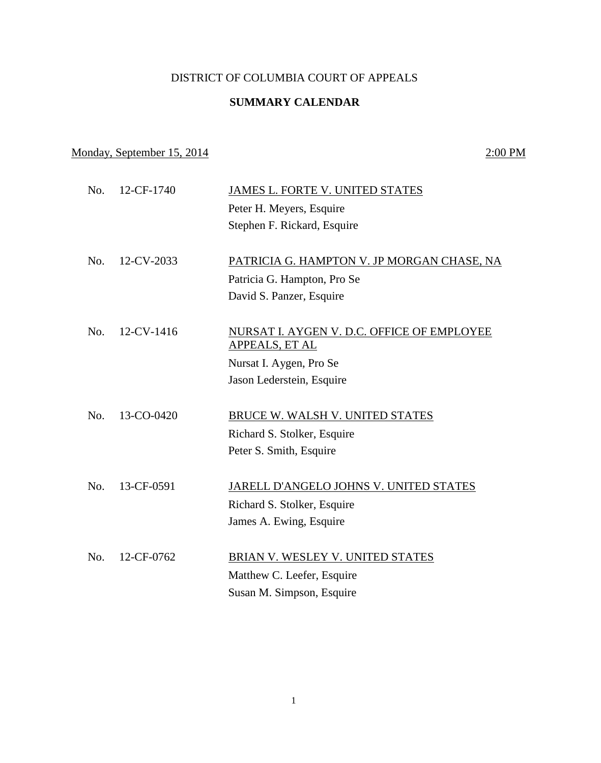DISTRICT OF COLUMBIA COURT OF APPEALS

**SUMMARY CALENDAR**

Monday, September 15, 2014 — 2:00 PM

| No. | Case Number | Case |
|---|---|---|
| No. | 12-CF-1740 | JAMES L. FORTE V. UNITED STATES<br>Peter H. Meyers, Esquire<br>Stephen F. Rickard, Esquire |
| No. | 12-CV-2033 | PATRICIA G. HAMPTON V. JP MORGAN CHASE, NA<br>Patricia G. Hampton, Pro Se<br>David S. Panzer, Esquire |
| No. | 12-CV-1416 | NURSAT I. AYGEN V. D.C. OFFICE OF EMPLOYEE APPEALS, ET AL<br>Nursat I. Aygen, Pro Se<br>Jason Lederstein, Esquire |
| No. | 13-CO-0420 | BRUCE W. WALSH V. UNITED STATES<br>Richard S. Stolker, Esquire<br>Peter S. Smith, Esquire |
| No. | 13-CF-0591 | JARELL D'ANGELO JOHNS V. UNITED STATES<br>Richard S. Stolker, Esquire<br>James A. Ewing, Esquire |
| No. | 12-CF-0762 | BRIAN V. WESLEY V. UNITED STATES<br>Matthew C. Leefer, Esquire<br>Susan M. Simpson, Esquire |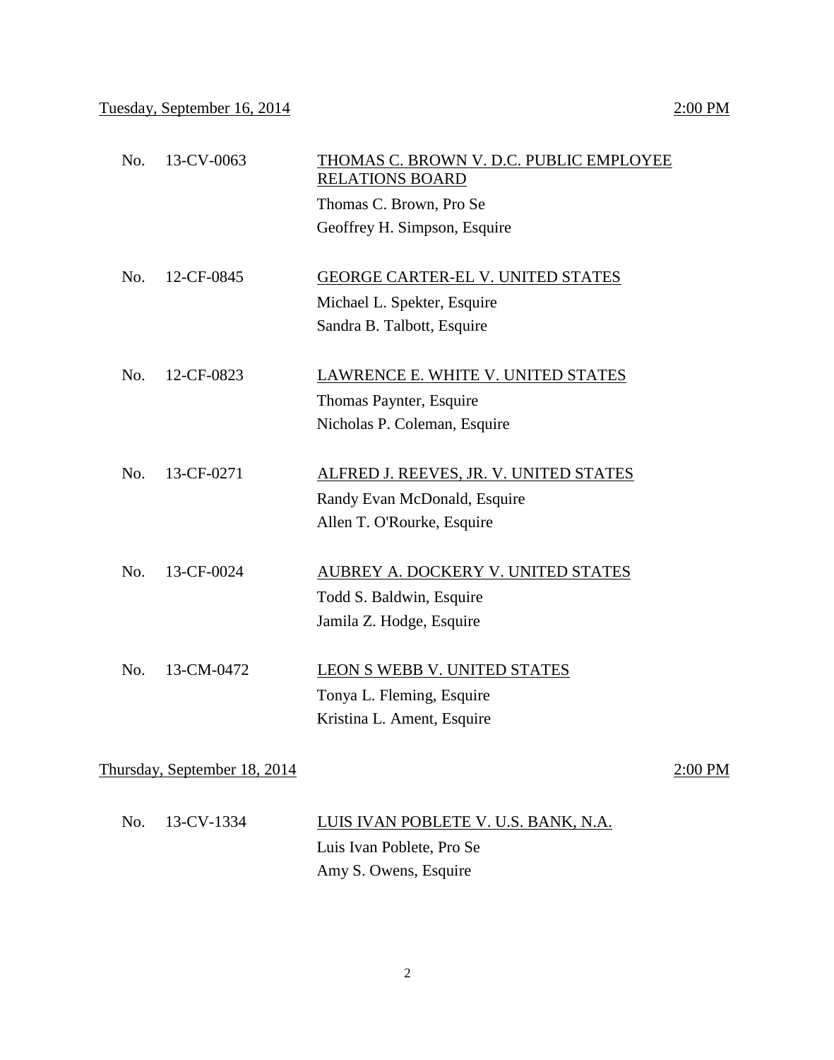Tuesday, September 16, 2014 — 2:00 PM

| | | |
|---|---|---|
| No. | 13-CV-0063 | THOMAS C. BROWN V. D.C. PUBLIC EMPLOYEE RELATIONS BOARD<br>Thomas C. Brown, Pro Se<br>Geoffrey H. Simpson, Esquire |
| No. | 12-CF-0845 | GEORGE CARTER-EL V. UNITED STATES<br>Michael L. Spekter, Esquire<br>Sandra B. Talbott, Esquire |
| No. | 12-CF-0823 | LAWRENCE E. WHITE V. UNITED STATES<br>Thomas Paynter, Esquire<br>Nicholas P. Coleman, Esquire |
| No. | 13-CF-0271 | ALFRED J. REEVES, JR. V. UNITED STATES<br>Randy Evan McDonald, Esquire<br>Allen T. O'Rourke, Esquire |
| No. | 13-CF-0024 | AUBREY A. DOCKERY V. UNITED STATES<br>Todd S. Baldwin, Esquire<br>Jamila Z. Hodge, Esquire |
| No. | 13-CM-0472 | LEON S WEBB V. UNITED STATES<br>Tonya L. Fleming, Esquire<br>Kristina L. Ament, Esquire |

Thursday, September 18, 2014 — 2:00 PM

| | | |
|---|---|---|
| No. | 13-CV-1334 | LUIS IVAN POBLETE V. U.S. BANK, N.A.<br>Luis Ivan Poblete, Pro Se<br>Amy S. Owens, Esquire |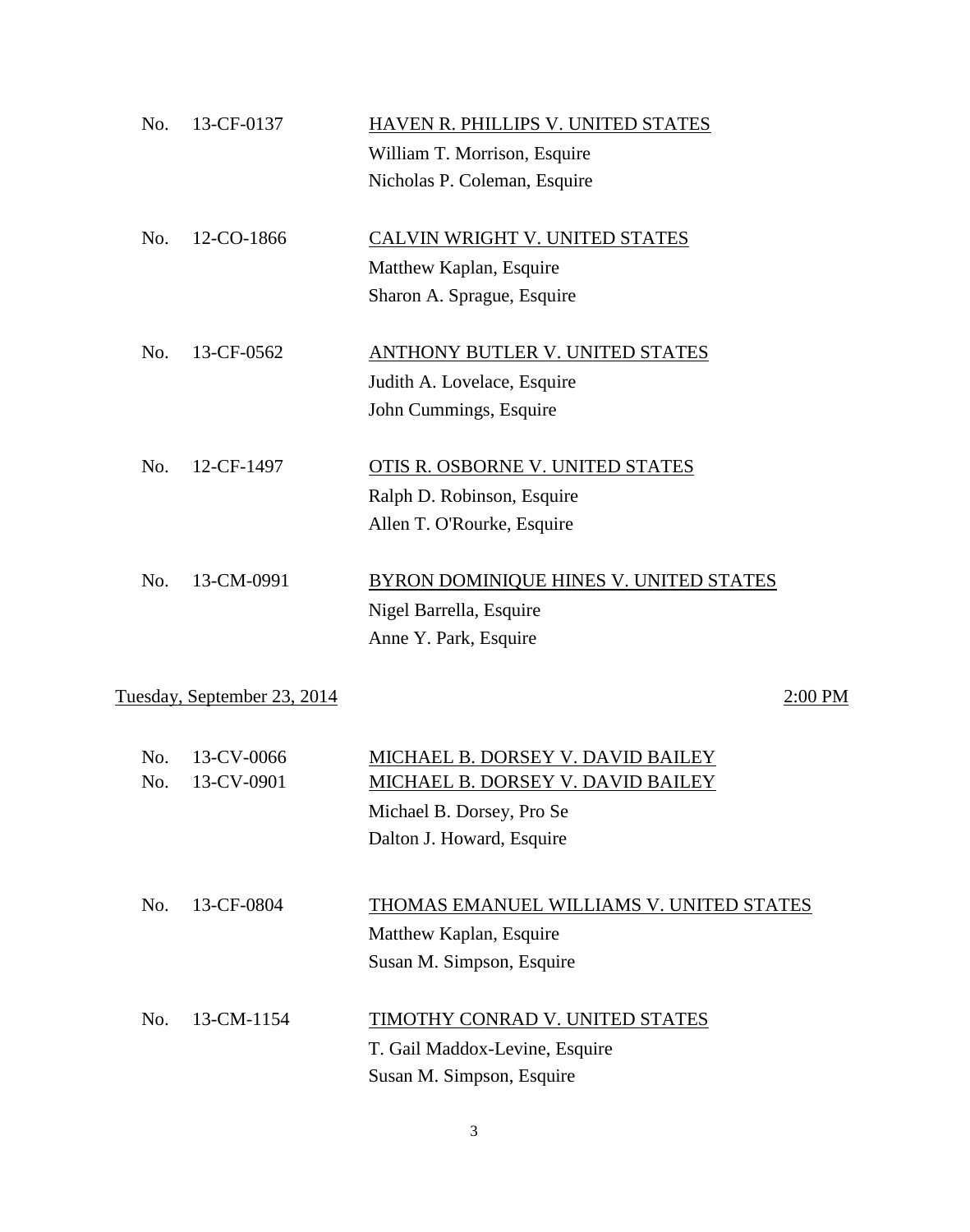No. 13-CF-0137 — <u>HAVEN R. PHILLIPS V. UNITED STATES</u>
William T. Morrison, Esquire
Nicholas P. Coleman, Esquire

No. 12-CO-1866 — <u>CALVIN WRIGHT V. UNITED STATES</u>
Matthew Kaplan, Esquire
Sharon A. Sprague, Esquire

No. 13-CF-0562 — <u>ANTHONY BUTLER V. UNITED STATES</u>
Judith A. Lovelace, Esquire
John Cummings, Esquire

No. 12-CF-1497 — <u>OTIS R. OSBORNE V. UNITED STATES</u>
Ralph D. Robinson, Esquire
Allen T. O'Rourke, Esquire

No. 13-CM-0991 — <u>BYRON DOMINIQUE HINES V. UNITED STATES</u>
Nigel Barrella, Esquire
Anne Y. Park, Esquire

<u>Tuesday, September 23, 2014</u> — <u>2:00 PM</u>

No. 13-CV-0066 — <u>MICHAEL B. DORSEY V. DAVID BAILEY</u>
No. 13-CV-0901 — <u>MICHAEL B. DORSEY V. DAVID BAILEY</u>
Michael B. Dorsey, Pro Se
Dalton J. Howard, Esquire

No. 13-CF-0804 — <u>THOMAS EMANUEL WILLIAMS V. UNITED STATES</u>
Matthew Kaplan, Esquire
Susan M. Simpson, Esquire

No. 13-CM-1154 — <u>TIMOTHY CONRAD V. UNITED STATES</u>
T. Gail Maddox-Levine, Esquire
Susan M. Simpson, Esquire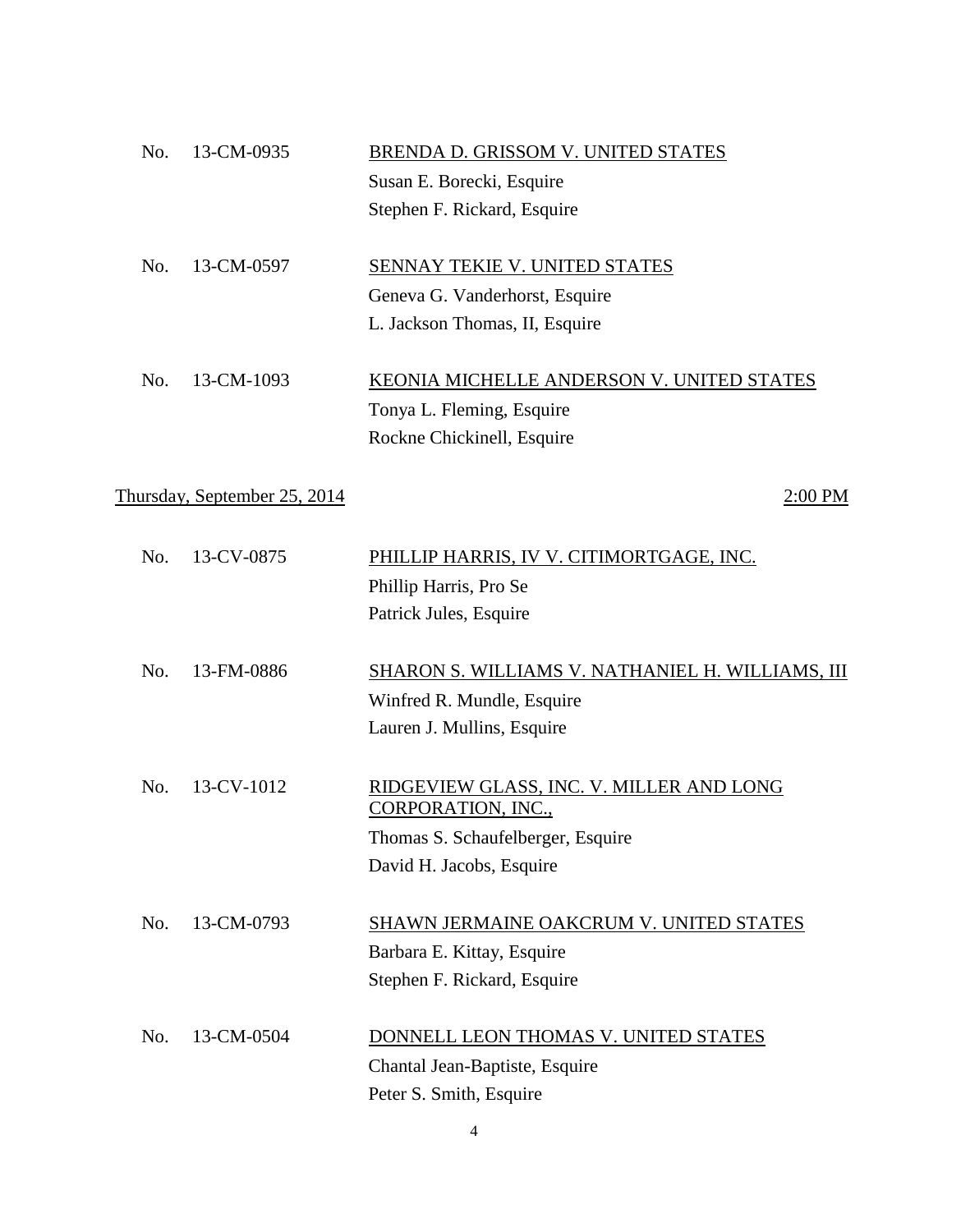No. 13-CM-0935 — <u>BRENDA D. GRISSOM V. UNITED STATES</u>
Susan E. Borecki, Esquire
Stephen F. Rickard, Esquire

No. 13-CM-0597 — <u>SENNAY TEKIE V. UNITED STATES</u>
Geneva G. Vanderhorst, Esquire
L. Jackson Thomas, II, Esquire

No. 13-CM-1093 — <u>KEONIA MICHELLE ANDERSON V. UNITED STATES</u>
Tonya L. Fleming, Esquire
Rockne Chickinell, Esquire

<u>Thursday, September 25, 2014</u> — <u>2:00 PM</u>

No. 13-CV-0875 — <u>PHILLIP HARRIS, IV V. CITIMORTGAGE, INC.</u>
Phillip Harris, Pro Se
Patrick Jules, Esquire

No. 13-FM-0886 — <u>SHARON S. WILLIAMS V. NATHANIEL H. WILLIAMS, III</u>
Winfred R. Mundle, Esquire
Lauren J. Mullins, Esquire

No. 13-CV-1012 — <u>RIDGEVIEW GLASS, INC. V. MILLER AND LONG CORPORATION, INC.,</u>
Thomas S. Schaufelberger, Esquire
David H. Jacobs, Esquire

No. 13-CM-0793 — <u>SHAWN JERMAINE OAKCRUM V. UNITED STATES</u>
Barbara E. Kittay, Esquire
Stephen F. Rickard, Esquire

No. 13-CM-0504 — <u>DONNELL LEON THOMAS V. UNITED STATES</u>
Chantal Jean-Baptiste, Esquire
Peter S. Smith, Esquire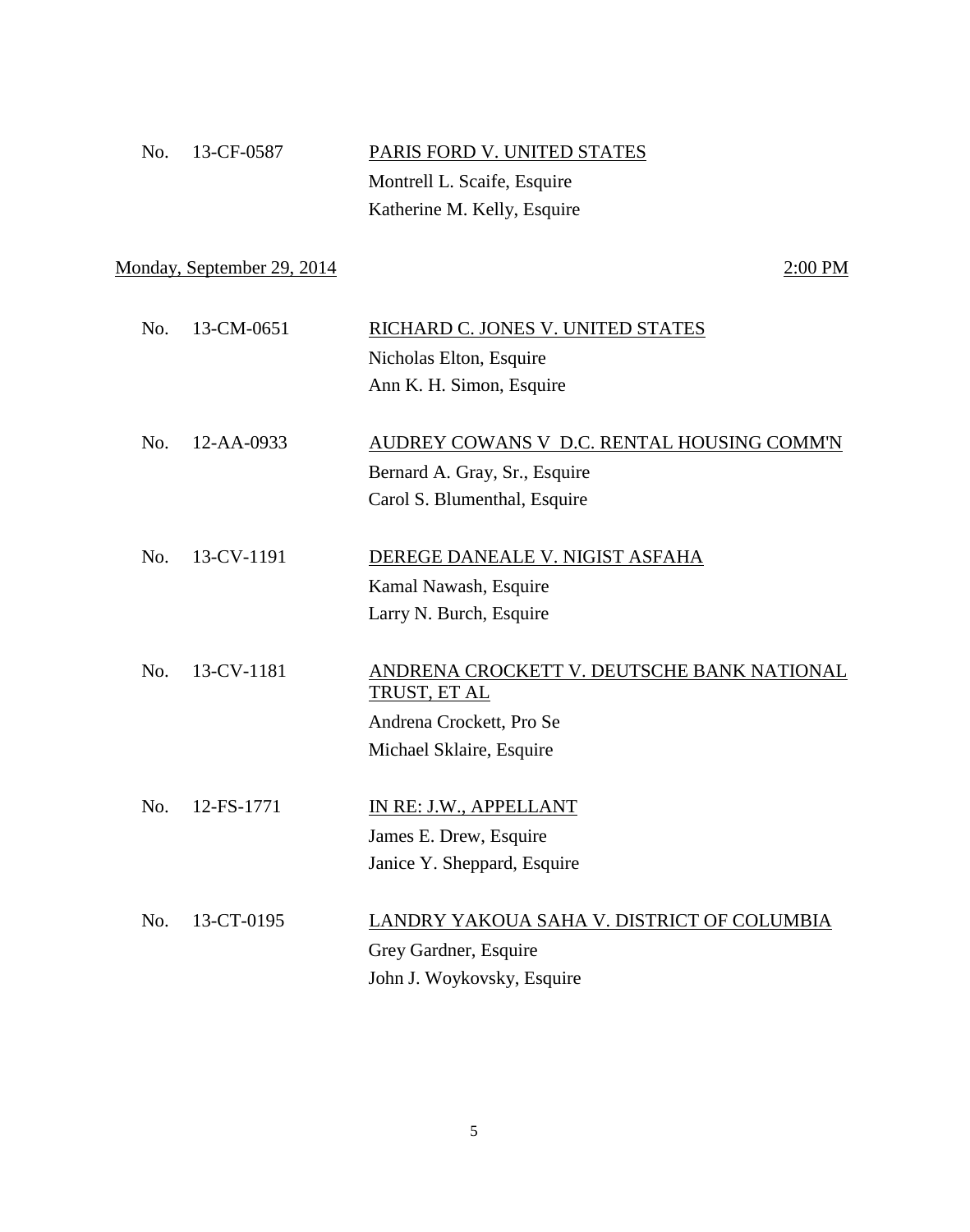No. 13-CF-0587 PARIS FORD V. UNITED STATES

Montrell L. Scaife, Esquire

Katherine M. Kelly, Esquire

Monday, September 29, 2014 2:00 PM

No. 13-CM-0651 RICHARD C. JONES V. UNITED STATES

Nicholas Elton, Esquire

Ann K. H. Simon, Esquire

No. 12-AA-0933 AUDREY COWANS V D.C. RENTAL HOUSING COMM'N

Bernard A. Gray, Sr., Esquire

Carol S. Blumenthal, Esquire

No. 13-CV-1191 DEREGE DANEALE V. NIGIST ASFAHA

Kamal Nawash, Esquire

Larry N. Burch, Esquire

No. 13-CV-1181 ANDRENA CROCKETT V. DEUTSCHE BANK NATIONAL TRUST, ET AL

Andrena Crockett, Pro Se

Michael Sklaire, Esquire

No. 12-FS-1771 IN RE: J.W., APPELLANT

James E. Drew, Esquire

Janice Y. Sheppard, Esquire

No. 13-CT-0195 LANDRY YAKOUA SAHA V. DISTRICT OF COLUMBIA

Grey Gardner, Esquire

John J. Woykovsky, Esquire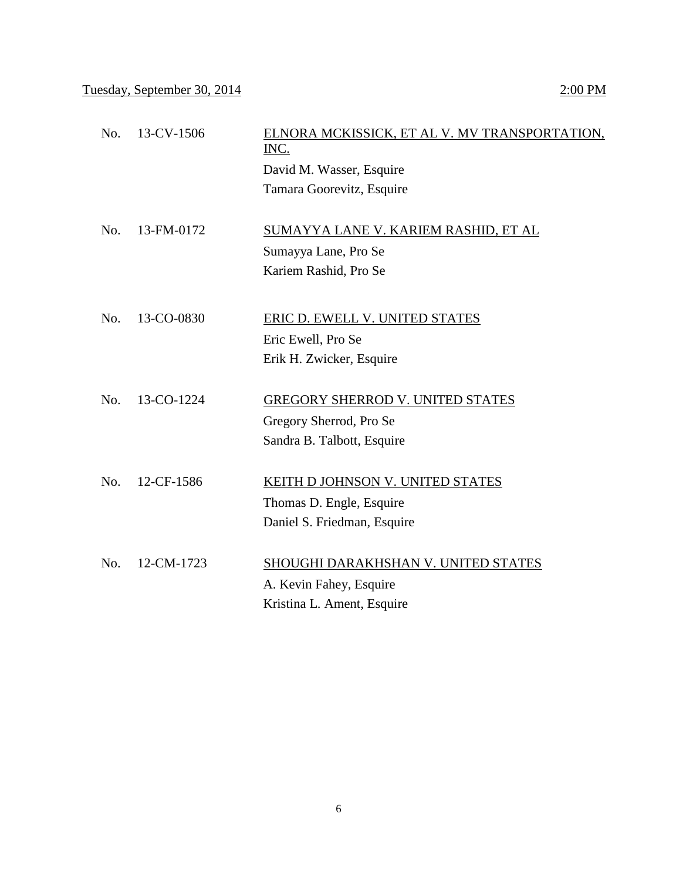Tuesday, September 30, 2014 — 2:00 PM

No. 13-CV-1506 — ELNORA MCKISSICK, ET AL V. MV TRANSPORTATION, INC.
David M. Wasser, Esquire
Tamara Goorevitz, Esquire

No. 13-FM-0172 — SUMAYYA LANE V. KARIEM RASHID, ET AL
Sumayya Lane, Pro Se
Kariem Rashid, Pro Se

No. 13-CO-0830 — ERIC D. EWELL V. UNITED STATES
Eric Ewell, Pro Se
Erik H. Zwicker, Esquire

No. 13-CO-1224 — GREGORY SHERROD V. UNITED STATES
Gregory Sherrod, Pro Se
Sandra B. Talbott, Esquire

No. 12-CF-1586 — KEITH D JOHNSON V. UNITED STATES
Thomas D. Engle, Esquire
Daniel S. Friedman, Esquire

No. 12-CM-1723 — SHOUGHI DARAKHSHAN V. UNITED STATES
A. Kevin Fahey, Esquire
Kristina L. Ament, Esquire